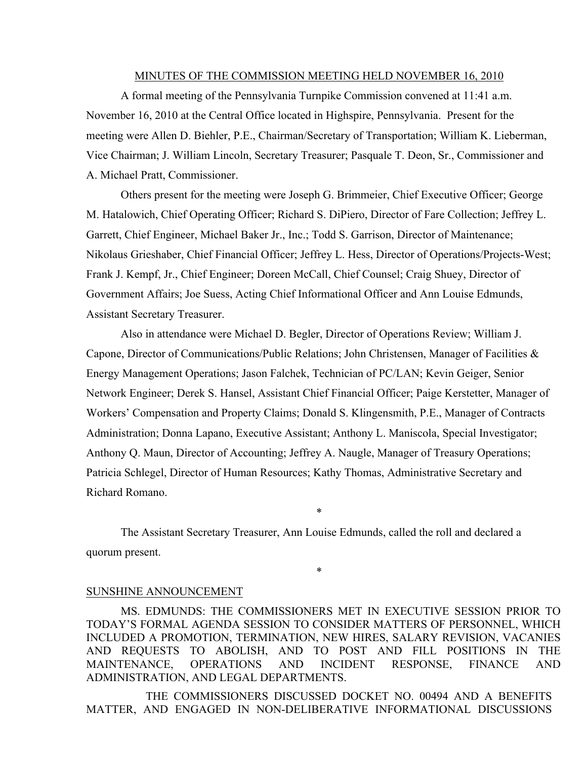# MINUTES OF THE COMMISSION MEETING HELD NOVEMBER 16, 2010

A formal meeting of the Pennsylvania Turnpike Commission convened at 11:41 a.m. November 16, 2010 at the Central Office located in Highspire, Pennsylvania. Present for the meeting were Allen D. Biehler, P.E., Chairman/Secretary of Transportation; William K. Lieberman, Vice Chairman; J. William Lincoln, Secretary Treasurer; Pasquale T. Deon, Sr., Commissioner and A. Michael Pratt, Commissioner.

Others present for the meeting were Joseph G. Brimmeier, Chief Executive Officer; George M. Hatalowich, Chief Operating Officer; Richard S. DiPiero, Director of Fare Collection; Jeffrey L. Garrett, Chief Engineer, Michael Baker Jr., Inc.; Todd S. Garrison, Director of Maintenance; Nikolaus Grieshaber, Chief Financial Officer; Jeffrey L. Hess, Director of Operations/Projects-West; Frank J. Kempf, Jr., Chief Engineer; Doreen McCall, Chief Counsel; Craig Shuey, Director of Government Affairs; Joe Suess, Acting Chief Informational Officer and Ann Louise Edmunds, Assistant Secretary Treasurer.

Also in attendance were Michael D. Begler, Director of Operations Review; William J. Capone, Director of Communications/Public Relations; John Christensen, Manager of Facilities & Energy Management Operations; Jason Falchek, Technician of PC/LAN; Kevin Geiger, Senior Network Engineer; Derek S. Hansel, Assistant Chief Financial Officer; Paige Kerstetter, Manager of Workers' Compensation and Property Claims; Donald S. Klingensmith, P.E., Manager of Contracts Administration; Donna Lapano, Executive Assistant; Anthony L. Maniscola, Special Investigator; Anthony Q. Maun, Director of Accounting; Jeffrey A. Naugle, Manager of Treasury Operations; Patricia Schlegel, Director of Human Resources; Kathy Thomas, Administrative Secretary and Richard Romano.

\*

The Assistant Secretary Treasurer, Ann Louise Edmunds, called the roll and declared a quorum present.

\*

## SUNSHINE ANNOUNCEMENT

MS. EDMUNDS: THE COMMISSIONERS MET IN EXECUTIVE SESSION PRIOR TO TODAY'S FORMAL AGENDA SESSION TO CONSIDER MATTERS OF PERSONNEL, WHICH INCLUDED A PROMOTION, TERMINATION, NEW HIRES, SALARY REVISION, VACANIES AND REQUESTS TO ABOLISH, AND TO POST AND FILL POSITIONS IN THE MAINTENANCE, OPERATIONS AND INCIDENT RESPONSE, FINANCE AND ADMINISTRATION, AND LEGAL DEPARTMENTS.

THE COMMISSIONERS DISCUSSED DOCKET NO. 00494 AND A BENEFITS MATTER, AND ENGAGED IN NON-DELIBERATIVE INFORMATIONAL DISCUSSIONS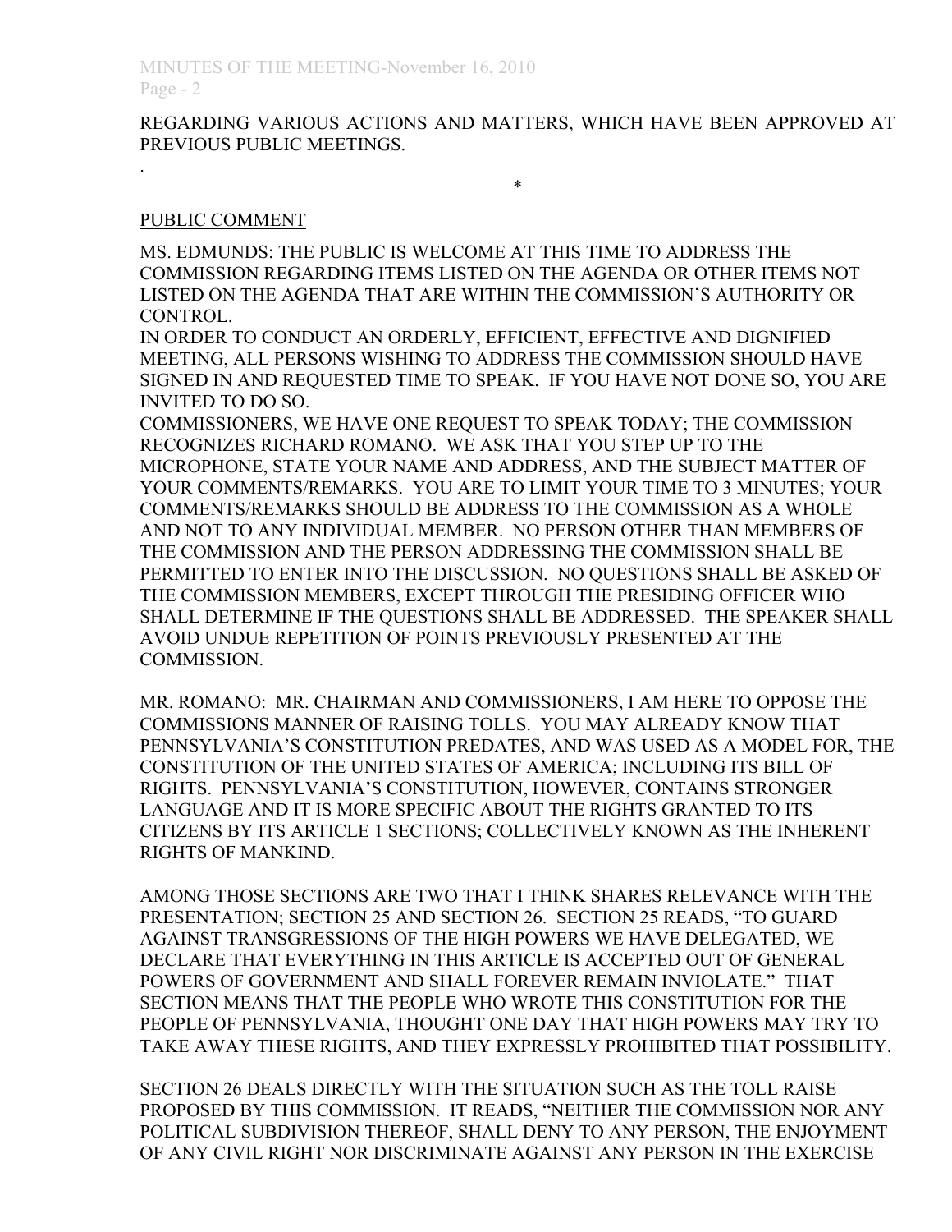REGARDING VARIOUS ACTIONS AND MATTERS, WHICH HAVE BEEN APPROVED AT PREVIOUS PUBLIC MEETINGS.

.

*

PUBLIC COMMENT

MS. EDMUNDS: THE PUBLIC IS WELCOME AT THIS TIME TO ADDRESS THE COMMISSION REGARDING ITEMS LISTED ON THE AGENDA OR OTHER ITEMS NOT LISTED ON THE AGENDA THAT ARE WITHIN THE COMMISSION'S AUTHORITY OR CONTROL.

IN ORDER TO CONDUCT AN ORDERLY, EFFICIENT, EFFECTIVE AND DIGNIFIED MEETING, ALL PERSONS WISHING TO ADDRESS THE COMMISSION SHOULD HAVE SIGNED IN AND REQUESTED TIME TO SPEAK. IF YOU HAVE NOT DONE SO, YOU ARE INVITED TO DO SO.

COMMISSIONERS, WE HAVE ONE REQUEST TO SPEAK TODAY; THE COMMISSION RECOGNIZES RICHARD ROMANO. WE ASK THAT YOU STEP UP TO THE MICROPHONE, STATE YOUR NAME AND ADDRESS, AND THE SUBJECT MATTER OF YOUR COMMENTS/REMARKS. YOU ARE TO LIMIT YOUR TIME TO 3 MINUTES; YOUR COMMENTS/REMARKS SHOULD BE ADDRESS TO THE COMMISSION AS A WHOLE AND NOT TO ANY INDIVIDUAL MEMBER. NO PERSON OTHER THAN MEMBERS OF THE COMMISSION AND THE PERSON ADDRESSING THE COMMISSION SHALL BE PERMITTED TO ENTER INTO THE DISCUSSION. NO QUESTIONS SHALL BE ASKED OF THE COMMISSION MEMBERS, EXCEPT THROUGH THE PRESIDING OFFICER WHO SHALL DETERMINE IF THE QUESTIONS SHALL BE ADDRESSED. THE SPEAKER SHALL AVOID UNDUE REPETITION OF POINTS PREVIOUSLY PRESENTED AT THE COMMISSION.

MR. ROMANO: MR. CHAIRMAN AND COMMISSIONERS, I AM HERE TO OPPOSE THE COMMISSIONS MANNER OF RAISING TOLLS. YOU MAY ALREADY KNOW THAT PENNSYLVANIA'S CONSTITUTION PREDATES, AND WAS USED AS A MODEL FOR, THE CONSTITUTION OF THE UNITED STATES OF AMERICA; INCLUDING ITS BILL OF RIGHTS. PENNSYLVANIA'S CONSTITUTION, HOWEVER, CONTAINS STRONGER LANGUAGE AND IT IS MORE SPECIFIC ABOUT THE RIGHTS GRANTED TO ITS CITIZENS BY ITS ARTICLE 1 SECTIONS; COLLECTIVELY KNOWN AS THE INHERENT RIGHTS OF MANKIND.

AMONG THOSE SECTIONS ARE TWO THAT I THINK SHARES RELEVANCE WITH THE PRESENTATION; SECTION 25 AND SECTION 26. SECTION 25 READS, "TO GUARD AGAINST TRANSGRESSIONS OF THE HIGH POWERS WE HAVE DELEGATED, WE DECLARE THAT EVERYTHING IN THIS ARTICLE IS ACCEPTED OUT OF GENERAL POWERS OF GOVERNMENT AND SHALL FOREVER REMAIN INVIOLATE." THAT SECTION MEANS THAT THE PEOPLE WHO WROTE THIS CONSTITUTION FOR THE PEOPLE OF PENNSYLVANIA, THOUGHT ONE DAY THAT HIGH POWERS MAY TRY TO TAKE AWAY THESE RIGHTS, AND THEY EXPRESSLY PROHIBITED THAT POSSIBILITY.

SECTION 26 DEALS DIRECTLY WITH THE SITUATION SUCH AS THE TOLL RAISE PROPOSED BY THIS COMMISSION. IT READS, "NEITHER THE COMMISSION NOR ANY POLITICAL SUBDIVISION THEREOF, SHALL DENY TO ANY PERSON, THE ENJOYMENT OF ANY CIVIL RIGHT NOR DISCRIMINATE AGAINST ANY PERSON IN THE EXERCISE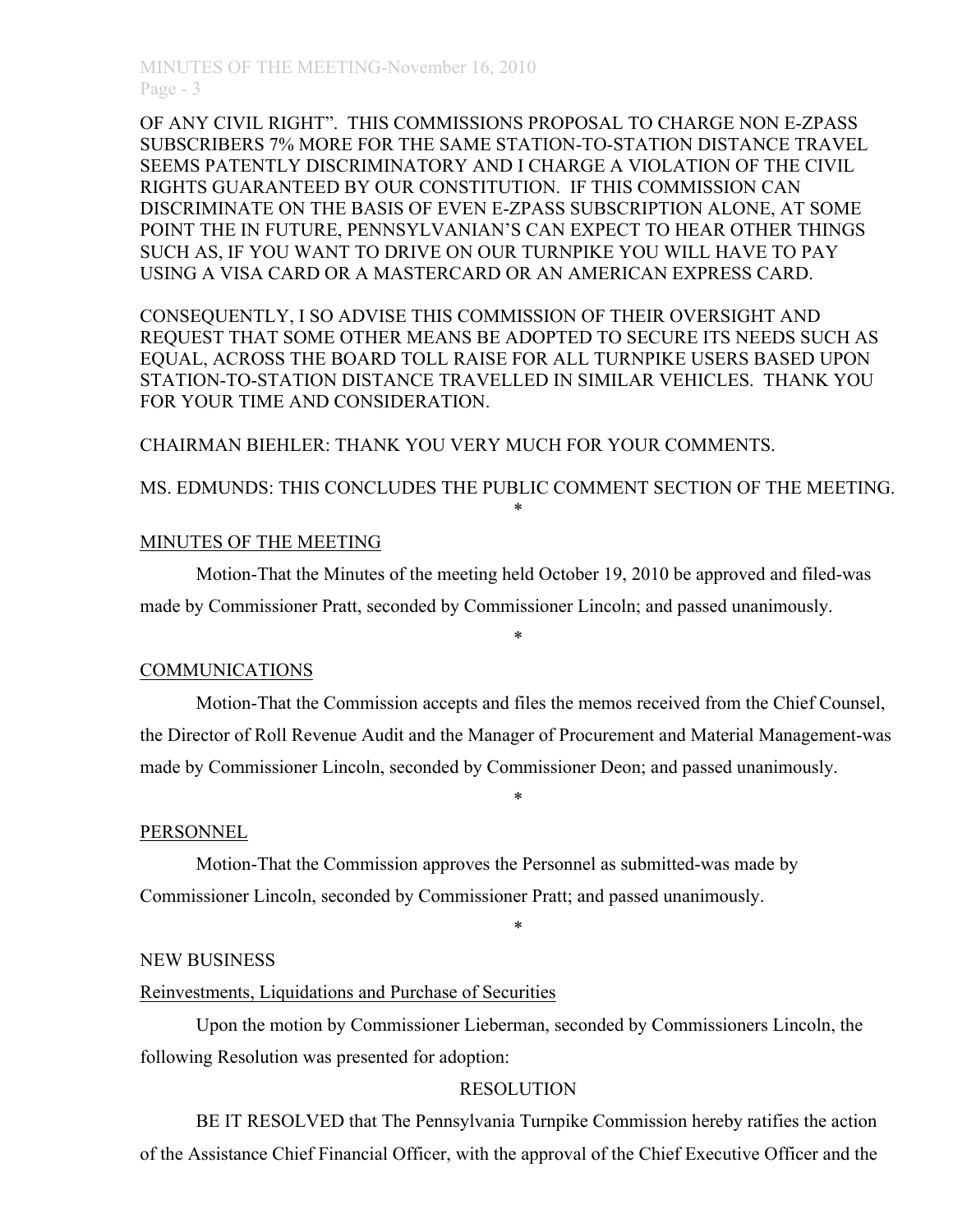OF ANY CIVIL RIGHT". THIS COMMISSIONS PROPOSAL TO CHARGE NON E-ZPASS SUBSCRIBERS 7% MORE FOR THE SAME STATION-TO-STATION DISTANCE TRAVEL SEEMS PATENTLY DISCRIMINATORY AND I CHARGE A VIOLATION OF THE CIVIL RIGHTS GUARANTEED BY OUR CONSTITUTION. IF THIS COMMISSION CAN DISCRIMINATE ON THE BASIS OF EVEN E-ZPASS SUBSCRIPTION ALONE, AT SOME POINT THE IN FUTURE, PENNSYLVANIAN'S CAN EXPECT TO HEAR OTHER THINGS SUCH AS, IF YOU WANT TO DRIVE ON OUR TURNPIKE YOU WILL HAVE TO PAY USING A VISA CARD OR A MASTERCARD OR AN AMERICAN EXPRESS CARD.

CONSEQUENTLY, I SO ADVISE THIS COMMISSION OF THEIR OVERSIGHT AND REQUEST THAT SOME OTHER MEANS BE ADOPTED TO SECURE ITS NEEDS SUCH AS EQUAL, ACROSS THE BOARD TOLL RAISE FOR ALL TURNPIKE USERS BASED UPON STATION-TO-STATION DISTANCE TRAVELLED IN SIMILAR VEHICLES. THANK YOU FOR YOUR TIME AND CONSIDERATION.

CHAIRMAN BIEHLER: THANK YOU VERY MUCH FOR YOUR COMMENTS.

MS. EDMUNDS: THIS CONCLUDES THE PUBLIC COMMENT SECTION OF THE MEETING.

*

MINUTES OF THE MEETING

Motion-That the Minutes of the meeting held October 19, 2010 be approved and filed-was made by Commissioner Pratt, seconded by Commissioner Lincoln; and passed unanimously.

*

COMMUNICATIONS

Motion-That the Commission accepts and files the memos received from the Chief Counsel, the Director of Roll Revenue Audit and the Manager of Procurement and Material Management-was made by Commissioner Lincoln, seconded by Commissioner Deon; and passed unanimously.

*

PERSONNEL

Motion-That the Commission approves the Personnel as submitted-was made by Commissioner Lincoln, seconded by Commissioner Pratt; and passed unanimously.

*

NEW BUSINESS

Reinvestments, Liquidations and Purchase of Securities

Upon the motion by Commissioner Lieberman, seconded by Commissioners Lincoln, the following Resolution was presented for adoption:

RESOLUTION

BE IT RESOLVED that The Pennsylvania Turnpike Commission hereby ratifies the action of the Assistance Chief Financial Officer, with the approval of the Chief Executive Officer and the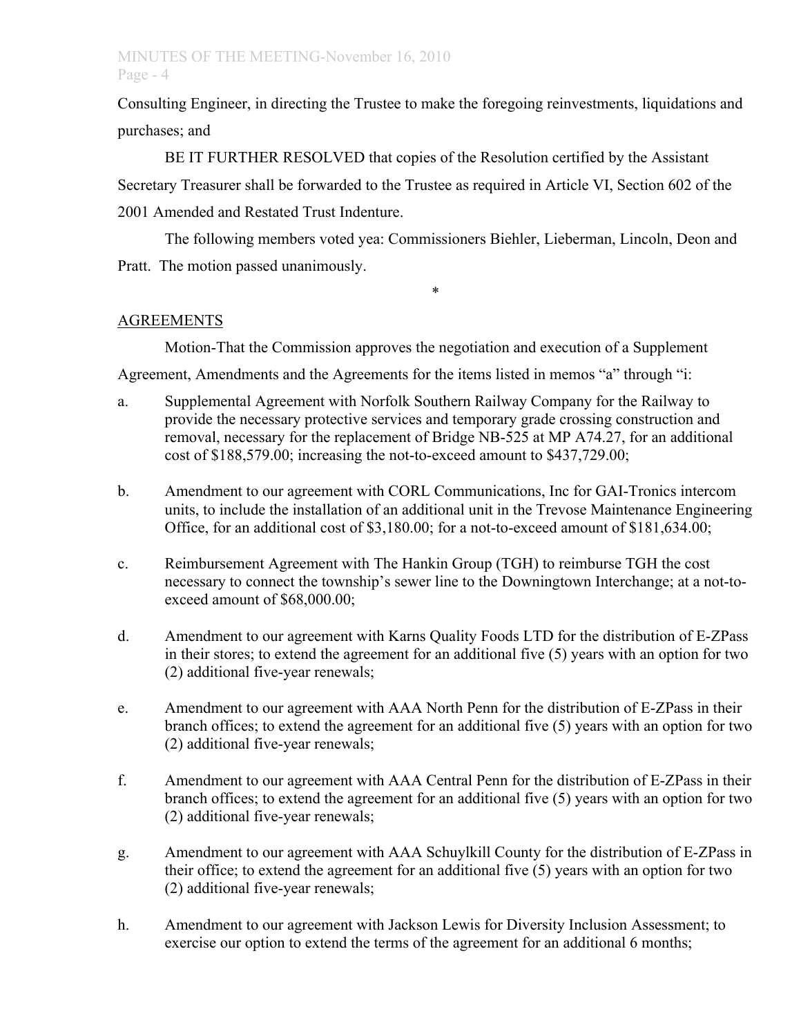Consulting Engineer, in directing the Trustee to make the foregoing reinvestments, liquidations and purchases; and

BE IT FURTHER RESOLVED that copies of the Resolution certified by the Assistant Secretary Treasurer shall be forwarded to the Trustee as required in Article VI, Section 602 of the 2001 Amended and Restated Trust Indenture.

The following members voted yea: Commissioners Biehler, Lieberman, Lincoln, Deon and Pratt. The motion passed unanimously.

*

AGREEMENTS

Motion-That the Commission approves the negotiation and execution of a Supplement Agreement, Amendments and the Agreements for the items listed in memos "a" through "i:

a. Supplemental Agreement with Norfolk Southern Railway Company for the Railway to provide the necessary protective services and temporary grade crossing construction and removal, necessary for the replacement of Bridge NB-525 at MP A74.27, for an additional cost of $188,579.00; increasing the not-to-exceed amount to $437,729.00;

b. Amendment to our agreement with CORL Communications, Inc for GAI-Tronics intercom units, to include the installation of an additional unit in the Trevose Maintenance Engineering Office, for an additional cost of $3,180.00; for a not-to-exceed amount of $181,634.00;

c. Reimbursement Agreement with The Hankin Group (TGH) to reimburse TGH the cost necessary to connect the township's sewer line to the Downingtown Interchange; at a not-to-exceed amount of $68,000.00;

d. Amendment to our agreement with Karns Quality Foods LTD for the distribution of E-ZPass in their stores; to extend the agreement for an additional five (5) years with an option for two (2) additional five-year renewals;

e. Amendment to our agreement with AAA North Penn for the distribution of E-ZPass in their branch offices; to extend the agreement for an additional five (5) years with an option for two (2) additional five-year renewals;

f. Amendment to our agreement with AAA Central Penn for the distribution of E-ZPass in their branch offices; to extend the agreement for an additional five (5) years with an option for two (2) additional five-year renewals;

g. Amendment to our agreement with AAA Schuylkill County for the distribution of E-ZPass in their office; to extend the agreement for an additional five (5) years with an option for two (2) additional five-year renewals;

h. Amendment to our agreement with Jackson Lewis for Diversity Inclusion Assessment; to exercise our option to extend the terms of the agreement for an additional 6 months;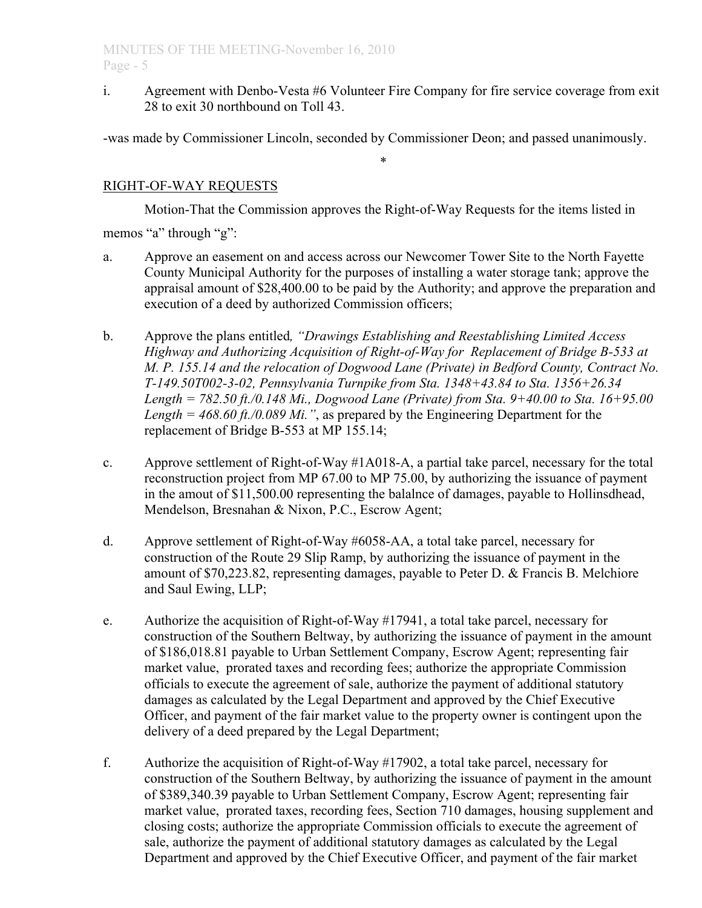i. Agreement with Denbo-Vesta #6 Volunteer Fire Company for fire service coverage from exit 28 to exit 30 northbound on Toll 43.

-was made by Commissioner Lincoln, seconded by Commissioner Deon; and passed unanimously.

*

<u>RIGHT-OF-WAY REQUESTS</u>

Motion-That the Commission approves the Right-of-Way Requests for the items listed in memos "a" through "g":

a. Approve an easement on and access across our Newcomer Tower Site to the North Fayette County Municipal Authority for the purposes of installing a water storage tank; approve the appraisal amount of $28,400.00 to be paid by the Authority; and approve the preparation and execution of a deed by authorized Commission officers;

b. Approve the plans entitled*, "Drawings Establishing and Reestablishing Limited Access Highway and Authorizing Acquisition of Right-of-Way for Replacement of Bridge B-533 at M. P. 155.14 and the relocation of Dogwood Lane (Private) in Bedford County, Contract No. T-149.50T002-3-02, Pennsylvania Turnpike from Sta. 1348+43.84 to Sta. 1356+26.34 Length = 782.50 ft./0.148 Mi., Dogwood Lane (Private) from Sta. 9+40.00 to Sta. 16+95.00 Length = 468.60 ft./0.089 Mi."*, as prepared by the Engineering Department for the replacement of Bridge B-553 at MP 155.14;

c. Approve settlement of Right-of-Way #1A018-A, a partial take parcel, necessary for the total reconstruction project from MP 67.00 to MP 75.00, by authorizing the issuance of payment in the amout of $11,500.00 representing the balalnce of damages, payable to Hollinsdhead, Mendelson, Bresnahan & Nixon, P.C., Escrow Agent;

d. Approve settlement of Right-of-Way #6058-AA, a total take parcel, necessary for construction of the Route 29 Slip Ramp, by authorizing the issuance of payment in the amount of $70,223.82, representing damages, payable to Peter D. & Francis B. Melchiore and Saul Ewing, LLP;

e. Authorize the acquisition of Right-of-Way #17941, a total take parcel, necessary for construction of the Southern Beltway, by authorizing the issuance of payment in the amount of $186,018.81 payable to Urban Settlement Company, Escrow Agent; representing fair market value, prorated taxes and recording fees; authorize the appropriate Commission officials to execute the agreement of sale, authorize the payment of additional statutory damages as calculated by the Legal Department and approved by the Chief Executive Officer, and payment of the fair market value to the property owner is contingent upon the delivery of a deed prepared by the Legal Department;

f. Authorize the acquisition of Right-of-Way #17902, a total take parcel, necessary for construction of the Southern Beltway, by authorizing the issuance of payment in the amount of $389,340.39 payable to Urban Settlement Company, Escrow Agent; representing fair market value, prorated taxes, recording fees, Section 710 damages, housing supplement and closing costs; authorize the appropriate Commission officials to execute the agreement of sale, authorize the payment of additional statutory damages as calculated by the Legal Department and approved by the Chief Executive Officer, and payment of the fair market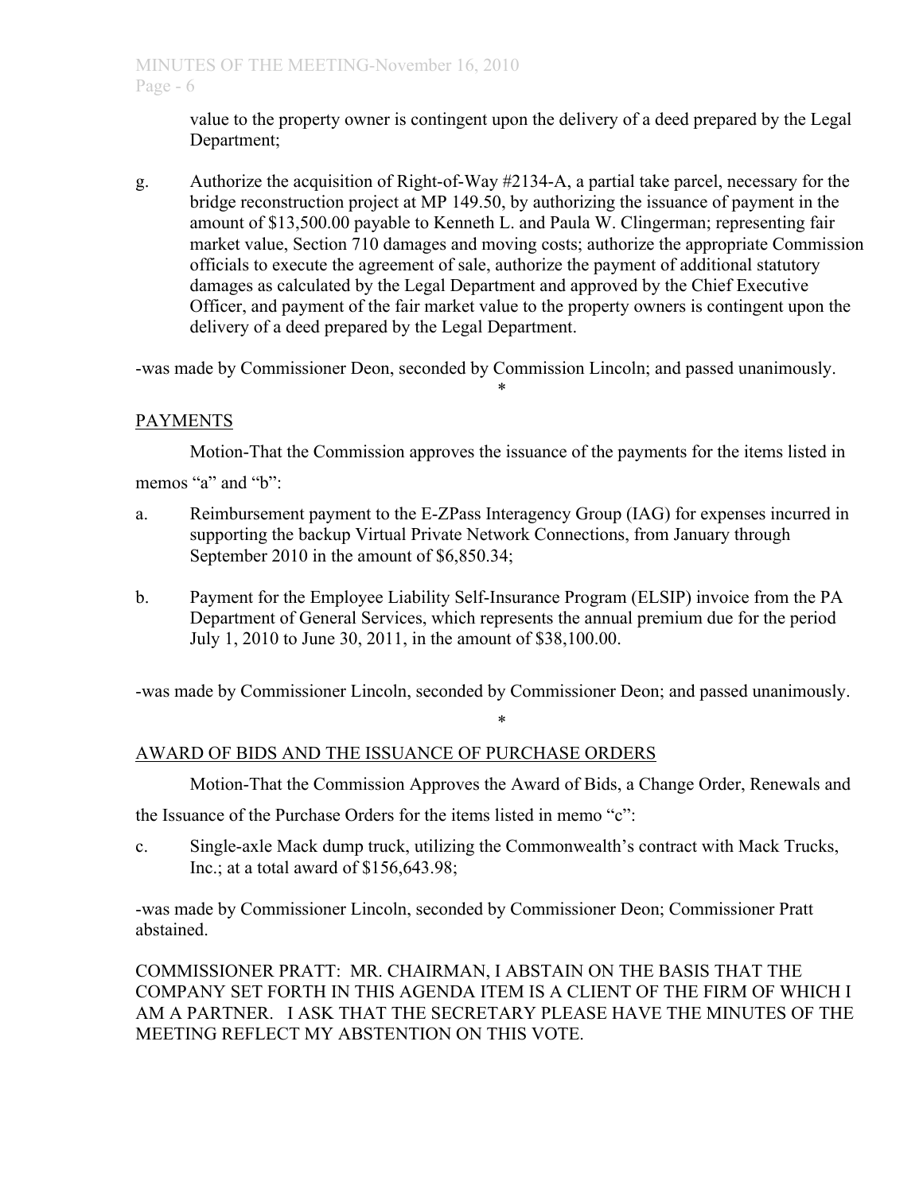value to the property owner is contingent upon the delivery of a deed prepared by the Legal Department;

g. Authorize the acquisition of Right-of-Way #2134-A, a partial take parcel, necessary for the bridge reconstruction project at MP 149.50, by authorizing the issuance of payment in the amount of $13,500.00 payable to Kenneth L. and Paula W. Clingerman; representing fair market value, Section 710 damages and moving costs; authorize the appropriate Commission officials to execute the agreement of sale, authorize the payment of additional statutory damages as calculated by the Legal Department and approved by the Chief Executive Officer, and payment of the fair market value to the property owners is contingent upon the delivery of a deed prepared by the Legal Department.

-was made by Commissioner Deon, seconded by Commission Lincoln; and passed unanimously.

*

PAYMENTS

Motion-That the Commission approves the issuance of the payments for the items listed in memos "a" and "b":

a. Reimbursement payment to the E-ZPass Interagency Group (IAG) for expenses incurred in supporting the backup Virtual Private Network Connections, from January through September 2010 in the amount of $6,850.34;

b. Payment for the Employee Liability Self-Insurance Program (ELSIP) invoice from the PA Department of General Services, which represents the annual premium due for the period July 1, 2010 to June 30, 2011, in the amount of $38,100.00.

-was made by Commissioner Lincoln, seconded by Commissioner Deon; and passed unanimously.

*

AWARD OF BIDS AND THE ISSUANCE OF PURCHASE ORDERS

Motion-That the Commission Approves the Award of Bids, a Change Order, Renewals and the Issuance of the Purchase Orders for the items listed in memo "c":

c. Single-axle Mack dump truck, utilizing the Commonwealth's contract with Mack Trucks, Inc.; at a total award of $156,643.98;

-was made by Commissioner Lincoln, seconded by Commissioner Deon; Commissioner Pratt abstained.

COMMISSIONER PRATT: MR. CHAIRMAN, I ABSTAIN ON THE BASIS THAT THE COMPANY SET FORTH IN THIS AGENDA ITEM IS A CLIENT OF THE FIRM OF WHICH I AM A PARTNER. I ASK THAT THE SECRETARY PLEASE HAVE THE MINUTES OF THE MEETING REFLECT MY ABSTENTION ON THIS VOTE.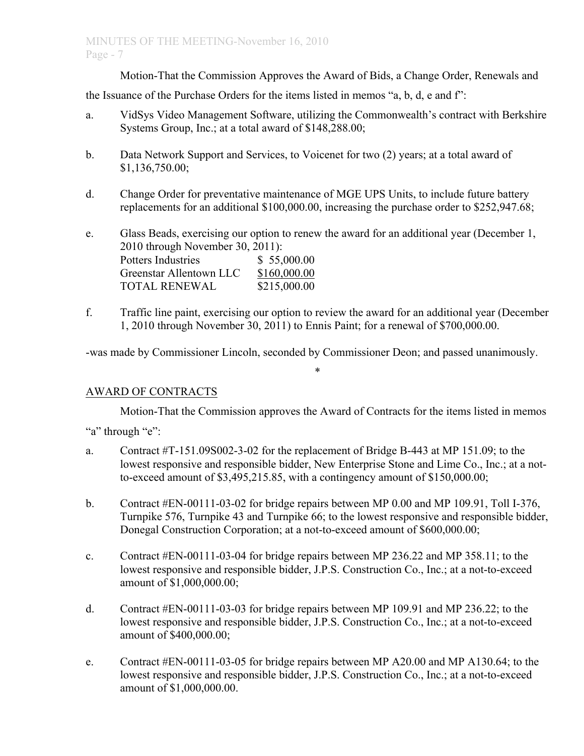Motion-That the Commission Approves the Award of Bids, a Change Order, Renewals and the Issuance of the Purchase Orders for the items listed in memos "a, b, d, e and f":

a. VidSys Video Management Software, utilizing the Commonwealth's contract with Berkshire Systems Group, Inc.; at a total award of $148,288.00;

b. Data Network Support and Services, to Voicenet for two (2) years; at a total award of $1,136,750.00;

d. Change Order for preventative maintenance of MGE UPS Units, to include future battery replacements for an additional $100,000.00, increasing the purchase order to $252,947.68;

e. Glass Beads, exercising our option to renew the award for an additional year (December 1, 2010 through November 30, 2011):

| | |
|---|---|
| Potters Industries | $ 55,000.00 |
| Greenstar Allentown LLC | $160,000.00 |
| TOTAL RENEWAL | $215,000.00 |

f. Traffic line paint, exercising our option to review the award for an additional year (December 1, 2010 through November 30, 2011) to Ennis Paint; for a renewal of $700,000.00.

-was made by Commissioner Lincoln, seconded by Commissioner Deon; and passed unanimously.

*

## AWARD OF CONTRACTS

Motion-That the Commission approves the Award of Contracts for the items listed in memos "a" through "e":

a. Contract #T-151.09S002-3-02 for the replacement of Bridge B-443 at MP 151.09; to the lowest responsive and responsible bidder, New Enterprise Stone and Lime Co., Inc.; at a not-to-exceed amount of $3,495,215.85, with a contingency amount of $150,000.00;

b. Contract #EN-00111-03-02 for bridge repairs between MP 0.00 and MP 109.91, Toll I-376, Turnpike 576, Turnpike 43 and Turnpike 66; to the lowest responsive and responsible bidder, Donegal Construction Corporation; at a not-to-exceed amount of $600,000.00;

c. Contract #EN-00111-03-04 for bridge repairs between MP 236.22 and MP 358.11; to the lowest responsive and responsible bidder, J.P.S. Construction Co., Inc.; at a not-to-exceed amount of $1,000,000.00;

d. Contract #EN-00111-03-03 for bridge repairs between MP 109.91 and MP 236.22; to the lowest responsive and responsible bidder, J.P.S. Construction Co., Inc.; at a not-to-exceed amount of $400,000.00;

e. Contract #EN-00111-03-05 for bridge repairs between MP A20.00 and MP A130.64; to the lowest responsive and responsible bidder, J.P.S. Construction Co., Inc.; at a not-to-exceed amount of $1,000,000.00.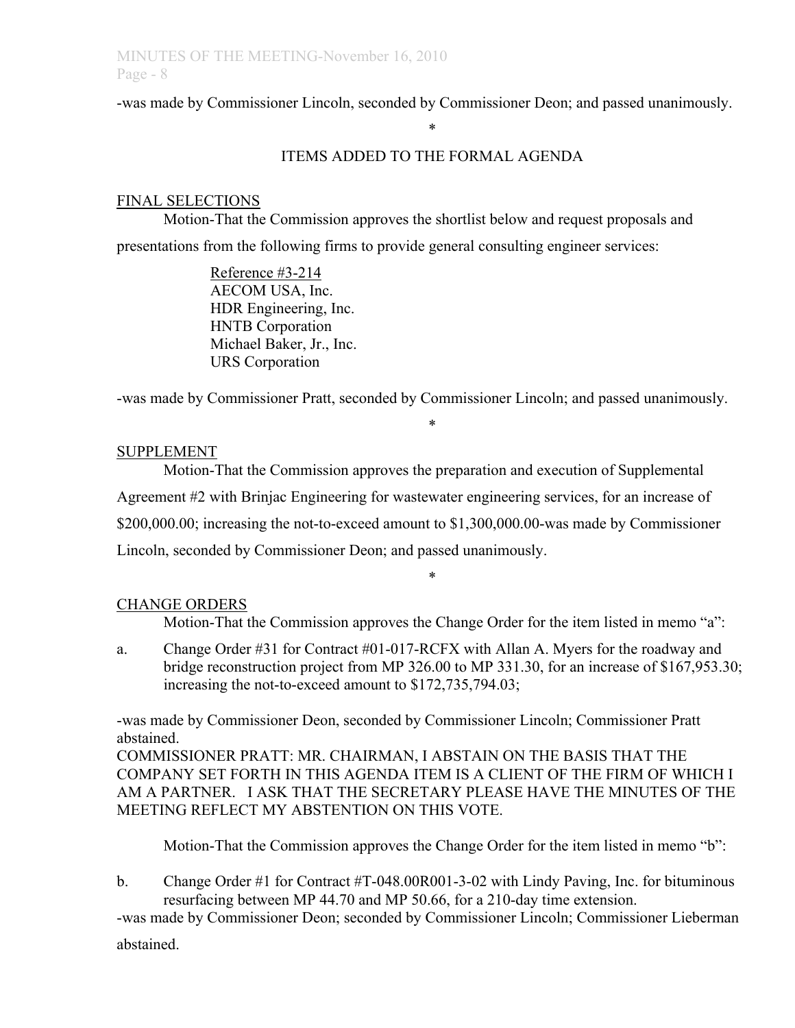-was made by Commissioner Lincoln, seconded by Commissioner Deon; and passed unanimously.

*

## ITEMS ADDED TO THE FORMAL AGENDA

FINAL SELECTIONS

Motion-That the Commission approves the shortlist below and request proposals and presentations from the following firms to provide general consulting engineer services:

Reference #3-214
AECOM USA, Inc.
HDR Engineering, Inc.
HNTB Corporation
Michael Baker, Jr., Inc.
URS Corporation

-was made by Commissioner Pratt, seconded by Commissioner Lincoln; and passed unanimously.

*

SUPPLEMENT

Motion-That the Commission approves the preparation and execution of Supplemental Agreement #2 with Brinjac Engineering for wastewater engineering services, for an increase of $200,000.00; increasing the not-to-exceed amount to $1,300,000.00-was made by Commissioner Lincoln, seconded by Commissioner Deon; and passed unanimously.

*

CHANGE ORDERS

Motion-That the Commission approves the Change Order for the item listed in memo "a":

a. Change Order #31 for Contract #01-017-RCFX with Allan A. Myers for the roadway and bridge reconstruction project from MP 326.00 to MP 331.30, for an increase of $167,953.30; increasing the not-to-exceed amount to $172,735,794.03;

-was made by Commissioner Deon, seconded by Commissioner Lincoln; Commissioner Pratt abstained.

COMMISSIONER PRATT: MR. CHAIRMAN, I ABSTAIN ON THE BASIS THAT THE COMPANY SET FORTH IN THIS AGENDA ITEM IS A CLIENT OF THE FIRM OF WHICH I AM A PARTNER. I ASK THAT THE SECRETARY PLEASE HAVE THE MINUTES OF THE MEETING REFLECT MY ABSTENTION ON THIS VOTE.

Motion-That the Commission approves the Change Order for the item listed in memo "b":

b. Change Order #1 for Contract #T-048.00R001-3-02 with Lindy Paving, Inc. for bituminous resurfacing between MP 44.70 and MP 50.66, for a 210-day time extension.

-was made by Commissioner Deon; seconded by Commissioner Lincoln; Commissioner Lieberman abstained.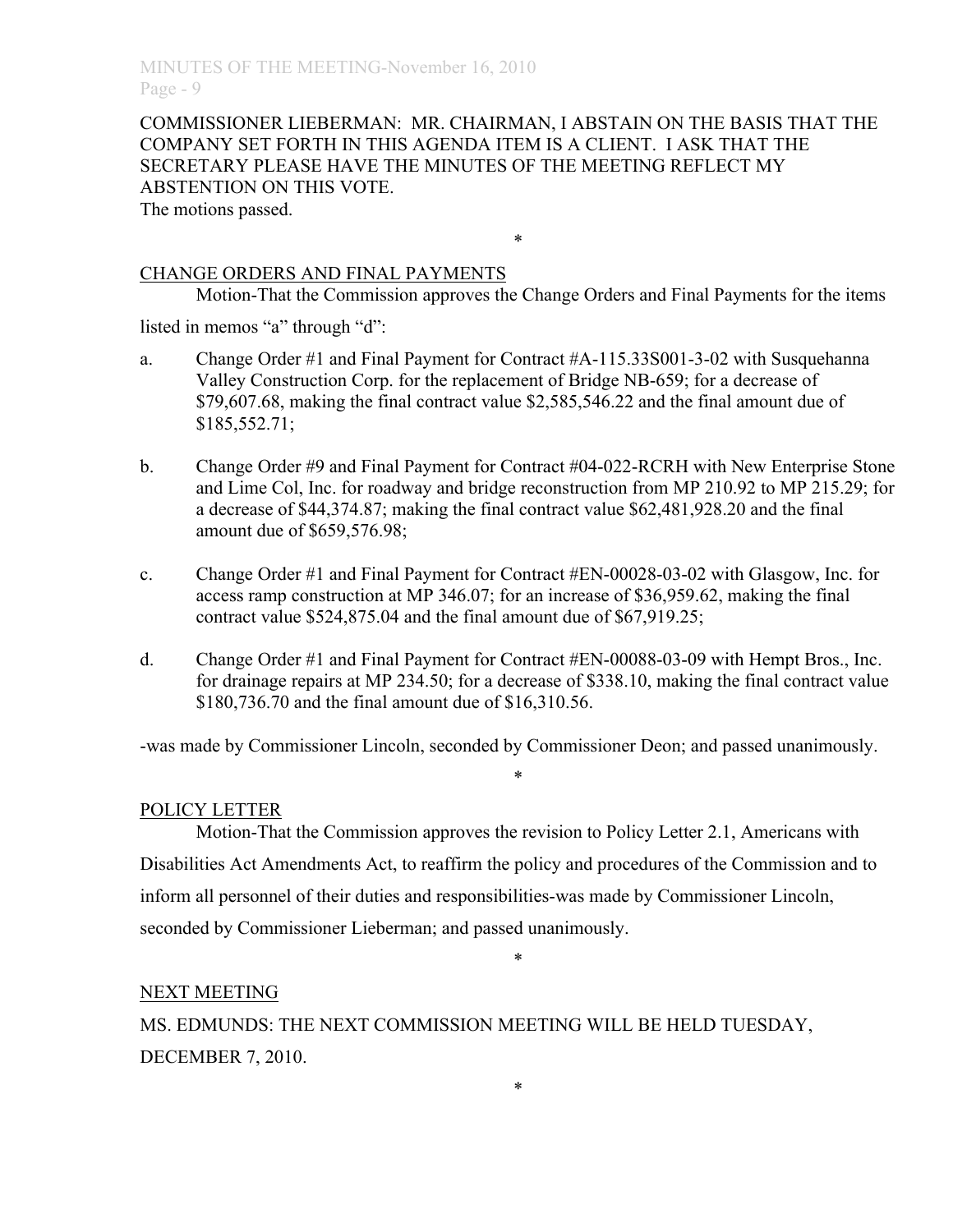COMMISSIONER LIEBERMAN: MR. CHAIRMAN, I ABSTAIN ON THE BASIS THAT THE COMPANY SET FORTH IN THIS AGENDA ITEM IS A CLIENT. I ASK THAT THE SECRETARY PLEASE HAVE THE MINUTES OF THE MEETING REFLECT MY ABSTENTION ON THIS VOTE.

The motions passed.

*

CHANGE ORDERS AND FINAL PAYMENTS

Motion-That the Commission approves the Change Orders and Final Payments for the items listed in memos "a" through "d":

a. Change Order #1 and Final Payment for Contract #A-115.33S001-3-02 with Susquehanna Valley Construction Corp. for the replacement of Bridge NB-659; for a decrease of $79,607.68, making the final contract value $2,585,546.22 and the final amount due of $185,552.71;

b. Change Order #9 and Final Payment for Contract #04-022-RCRH with New Enterprise Stone and Lime Col, Inc. for roadway and bridge reconstruction from MP 210.92 to MP 215.29; for a decrease of $44,374.87; making the final contract value $62,481,928.20 and the final amount due of $659,576.98;

c. Change Order #1 and Final Payment for Contract #EN-00028-03-02 with Glasgow, Inc. for access ramp construction at MP 346.07; for an increase of $36,959.62, making the final contract value $524,875.04 and the final amount due of $67,919.25;

d. Change Order #1 and Final Payment for Contract #EN-00088-03-09 with Hempt Bros., Inc. for drainage repairs at MP 234.50; for a decrease of $338.10, making the final contract value $180,736.70 and the final amount due of $16,310.56.

-was made by Commissioner Lincoln, seconded by Commissioner Deon; and passed unanimously.

*

POLICY LETTER

Motion-That the Commission approves the revision to Policy Letter 2.1, Americans with Disabilities Act Amendments Act, to reaffirm the policy and procedures of the Commission and to inform all personnel of their duties and responsibilities-was made by Commissioner Lincoln, seconded by Commissioner Lieberman; and passed unanimously.

*

NEXT MEETING

MS. EDMUNDS: THE NEXT COMMISSION MEETING WILL BE HELD TUESDAY, DECEMBER 7, 2010.

*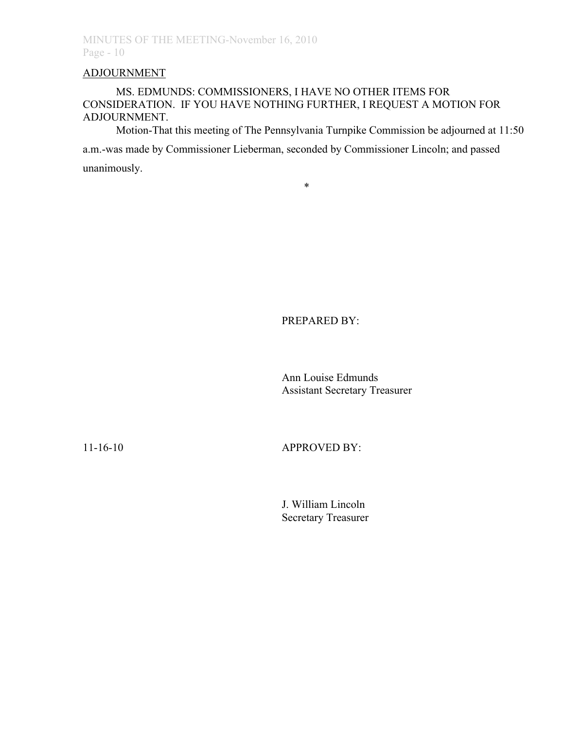ADJOURNMENT

MS. EDMUNDS: COMMISSIONERS, I HAVE NO OTHER ITEMS FOR CONSIDERATION. IF YOU HAVE NOTHING FURTHER, I REQUEST A MOTION FOR ADJOURNMENT.

Motion-That this meeting of The Pennsylvania Turnpike Commission be adjourned at 11:50 a.m.-was made by Commissioner Lieberman, seconded by Commissioner Lincoln; and passed unanimously.

*

PREPARED BY:

Ann Louise Edmunds
Assistant Secretary Treasurer

11-16-10

APPROVED BY:

J. William Lincoln
Secretary Treasurer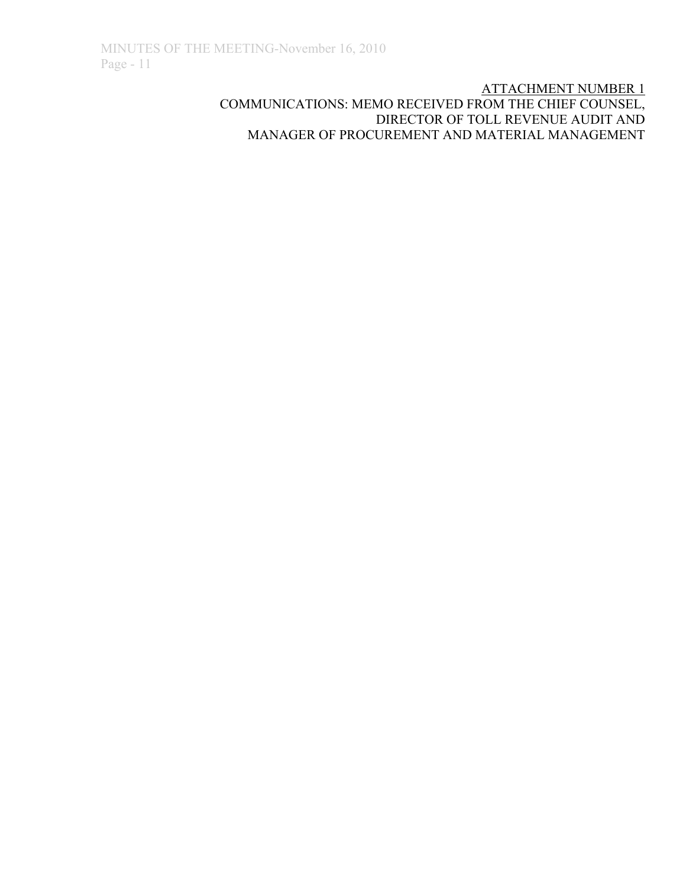<u>ATTACHMENT NUMBER 1</u>

COMMUNICATIONS: MEMO RECEIVED FROM THE CHIEF COUNSEL, DIRECTOR OF TOLL REVENUE AUDIT AND MANAGER OF PROCUREMENT AND MATERIAL MANAGEMENT